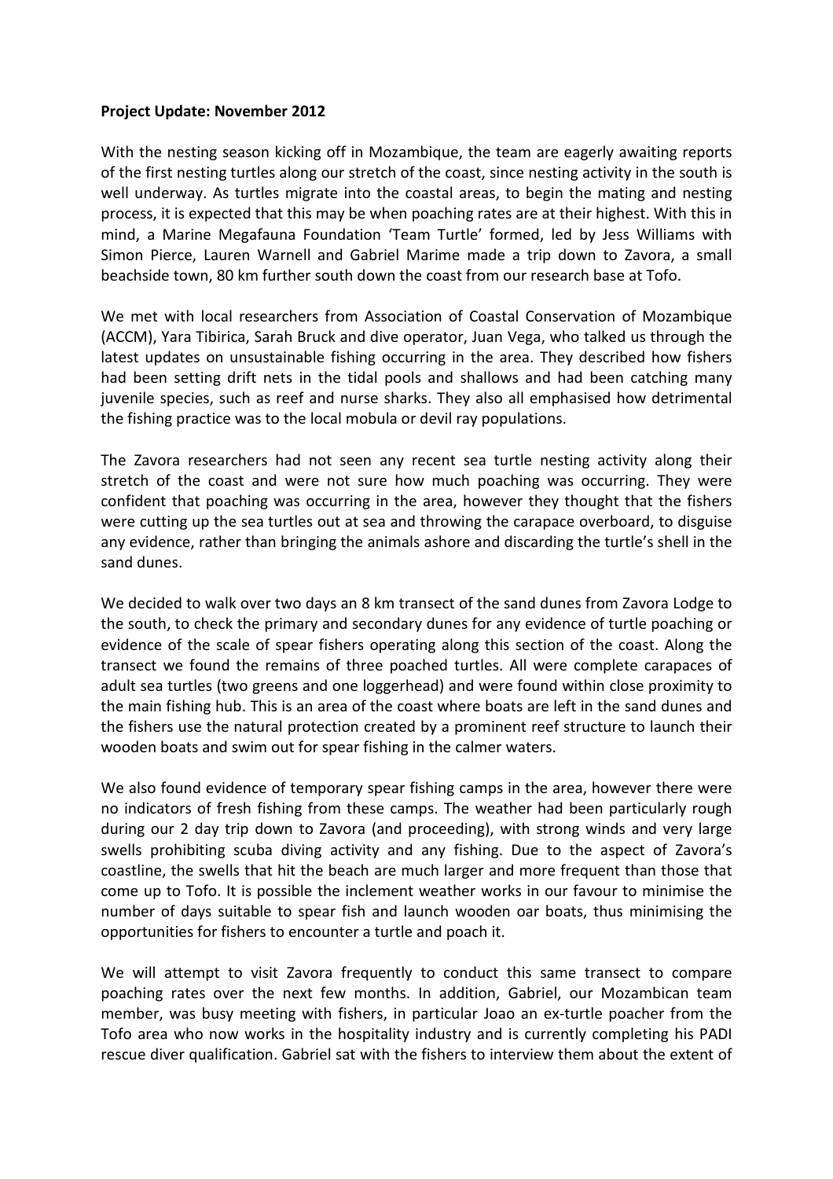**Project Update: November 2012**

With the nesting season kicking off in Mozambique, the team are eagerly awaiting reports of the first nesting turtles along our stretch of the coast, since nesting activity in the south is well underway. As turtles migrate into the coastal areas, to begin the mating and nesting process, it is expected that this may be when poaching rates are at their highest. With this in mind, a Marine Megafauna Foundation 'Team Turtle' formed, led by Jess Williams with Simon Pierce, Lauren Warnell and Gabriel Marime made a trip down to Zavora, a small beachside town, 80 km further south down the coast from our research base at Tofo.

We met with local researchers from Association of Coastal Conservation of Mozambique (ACCM), Yara Tibirica, Sarah Bruck and dive operator, Juan Vega, who talked us through the latest updates on unsustainable fishing occurring in the area. They described how fishers had been setting drift nets in the tidal pools and shallows and had been catching many juvenile species, such as reef and nurse sharks. They also all emphasised how detrimental the fishing practice was to the local mobula or devil ray populations.

The Zavora researchers had not seen any recent sea turtle nesting activity along their stretch of the coast and were not sure how much poaching was occurring. They were confident that poaching was occurring in the area, however they thought that the fishers were cutting up the sea turtles out at sea and throwing the carapace overboard, to disguise any evidence, rather than bringing the animals ashore and discarding the turtle's shell in the sand dunes.

We decided to walk over two days an 8 km transect of the sand dunes from Zavora Lodge to the south, to check the primary and secondary dunes for any evidence of turtle poaching or evidence of the scale of spear fishers operating along this section of the coast. Along the transect we found the remains of three poached turtles. All were complete carapaces of adult sea turtles (two greens and one loggerhead) and were found within close proximity to the main fishing hub. This is an area of the coast where boats are left in the sand dunes and the fishers use the natural protection created by a prominent reef structure to launch their wooden boats and swim out for spear fishing in the calmer waters.

We also found evidence of temporary spear fishing camps in the area, however there were no indicators of fresh fishing from these camps. The weather had been particularly rough during our 2 day trip down to Zavora (and proceeding), with strong winds and very large swells prohibiting scuba diving activity and any fishing. Due to the aspect of Zavora's coastline, the swells that hit the beach are much larger and more frequent than those that come up to Tofo. It is possible the inclement weather works in our favour to minimise the number of days suitable to spear fish and launch wooden oar boats, thus minimising the opportunities for fishers to encounter a turtle and poach it.

We will attempt to visit Zavora frequently to conduct this same transect to compare poaching rates over the next few months. In addition, Gabriel, our Mozambican team member, was busy meeting with fishers, in particular Joao an ex-turtle poacher from the Tofo area who now works in the hospitality industry and is currently completing his PADI rescue diver qualification. Gabriel sat with the fishers to interview them about the extent of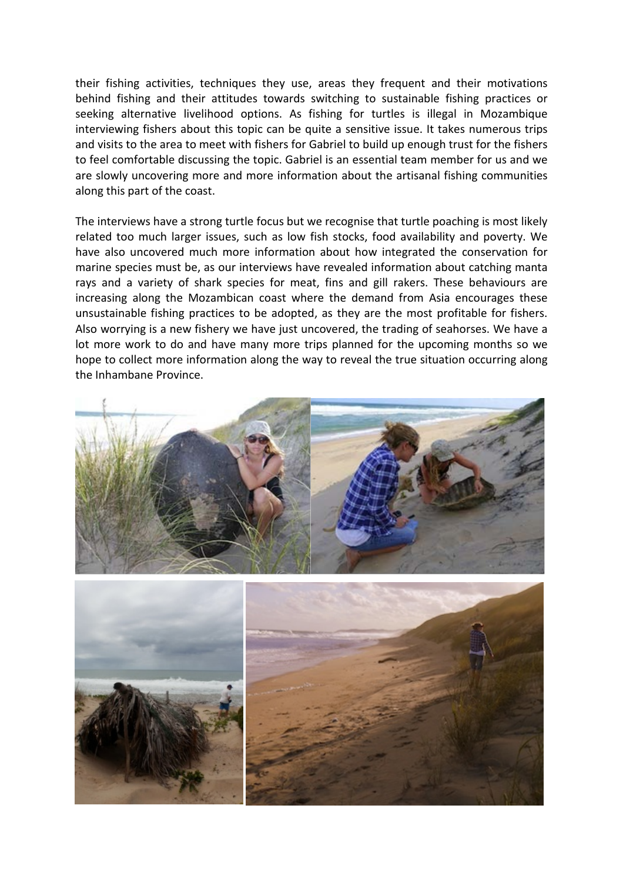their fishing activities, techniques they use, areas they frequent and their motivations behind fishing and their attitudes towards switching to sustainable fishing practices or seeking alternative livelihood options. As fishing for turtles is illegal in Mozambique interviewing fishers about this topic can be quite a sensitive issue. It takes numerous trips and visits to the area to meet with fishers for Gabriel to build up enough trust for the fishers to feel comfortable discussing the topic. Gabriel is an essential team member for us and we are slowly uncovering more and more information about the artisanal fishing communities along this part of the coast.

The interviews have a strong turtle focus but we recognise that turtle poaching is most likely related too much larger issues, such as low fish stocks, food availability and poverty. We have also uncovered much more information about how integrated the conservation for marine species must be, as our interviews have revealed information about catching manta rays and a variety of shark species for meat, fins and gill rakers. These behaviours are increasing along the Mozambican coast where the demand from Asia encourages these unsustainable fishing practices to be adopted, as they are the most profitable for fishers. Also worrying is a new fishery we have just uncovered, the trading of seahorses. We have a lot more work to do and have many more trips planned for the upcoming months so we hope to collect more information along the way to reveal the true situation occurring along the Inhambane Province.